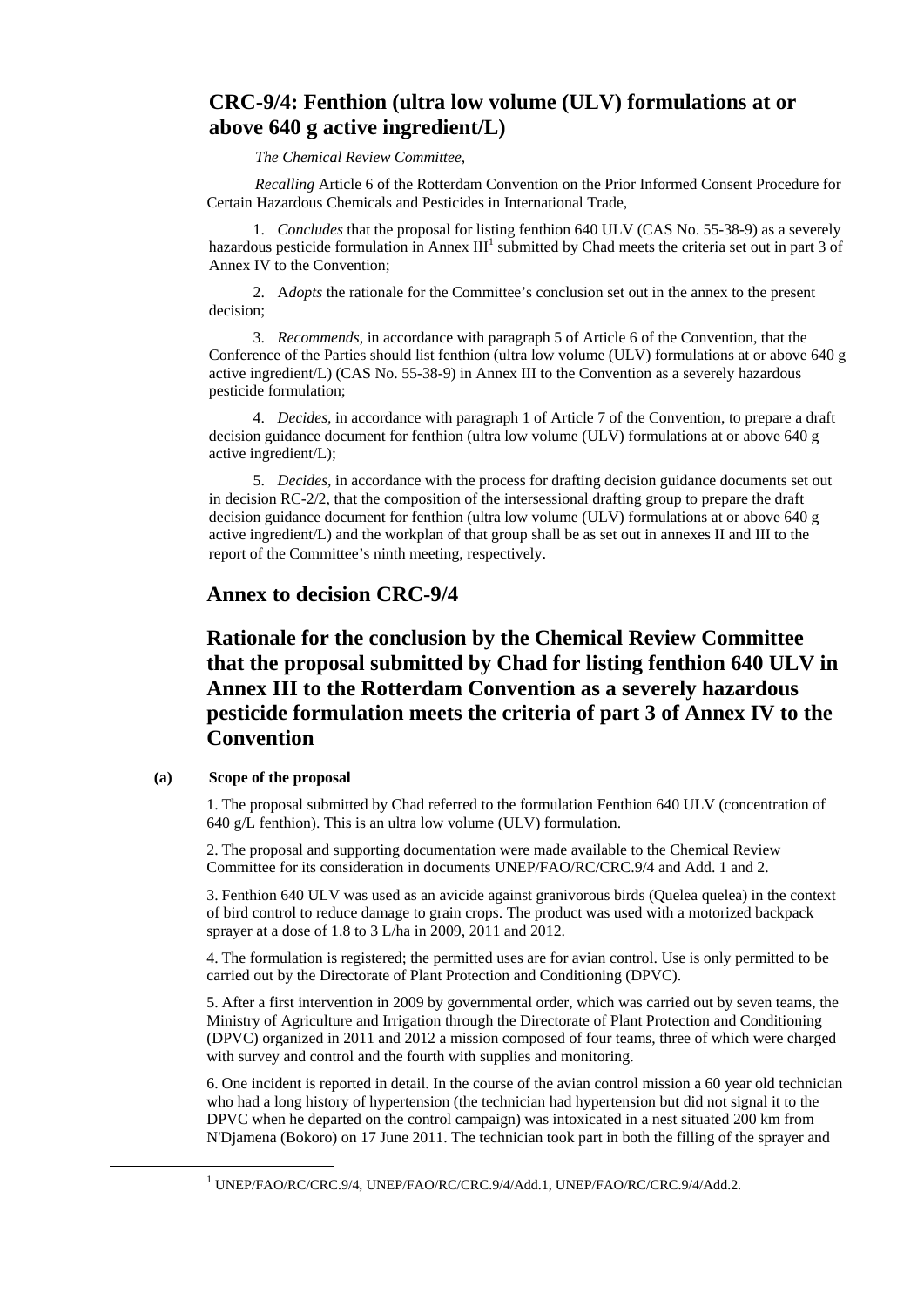## CRC-9/4: Fenthion (ultra low volume (ULV) formulations at or above 640 g active ingredient/L)

*The Chemical Review Committee,*

*Recalling* Article 6 of the Rotterdam Convention on the Prior Informed Consent Procedure for Certain Hazardous Chemicals and Pesticides in International Trade,

1. *Concludes* that the proposal for listing fenthion 640 ULV (CAS No. 55-38-9) as a severely hazardous pesticide formulation in Annex III[1] submitted by Chad meets the criteria set out in part 3 of Annex IV to the Convention;

2. A*dopts* the rationale for the Committee's conclusion set out in the annex to the present decision;

3. *Recommends,* in accordance with paragraph 5 of Article 6 of the Convention, that the Conference of the Parties should list fenthion (ultra low volume (ULV) formulations at or above 640 g active ingredient/L) (CAS No. 55-38-9) in Annex III to the Convention as a severely hazardous pesticide formulation;

4. *Decides,* in accordance with paragraph 1 of Article 7 of the Convention, to prepare a draft decision guidance document for fenthion (ultra low volume (ULV) formulations at or above 640 g active ingredient/L);

5. *Decides*, in accordance with the process for drafting decision guidance documents set out in decision RC-2/2, that the composition of the intersessional drafting group to prepare the draft decision guidance document for fenthion (ultra low volume (ULV) formulations at or above 640 g active ingredient/L) and the workplan of that group shall be as set out in annexes II and III to the report of the Committee's ninth meeting, respectively.

## Annex to decision CRC-9/4

## Rationale for the conclusion by the Chemical Review Committee that the proposal submitted by Chad for listing fenthion 640 ULV in Annex III to the Rotterdam Convention as a severely hazardous pesticide formulation meets the criteria of part 3 of Annex IV to the Convention

### (a) Scope of the proposal

1. The proposal submitted by Chad referred to the formulation Fenthion 640 ULV (concentration of 640 g/L fenthion). This is an ultra low volume (ULV) formulation.

2. The proposal and supporting documentation were made available to the Chemical Review Committee for its consideration in documents UNEP/FAO/RC/CRC.9/4 and Add. 1 and 2.

3. Fenthion 640 ULV was used as an avicide against granivorous birds (Quelea quelea) in the context of bird control to reduce damage to grain crops. The product was used with a motorized backpack sprayer at a dose of 1.8 to 3 L/ha in 2009, 2011 and 2012.

4. The formulation is registered; the permitted uses are for avian control. Use is only permitted to be carried out by the Directorate of Plant Protection and Conditioning (DPVC).

5. After a first intervention in 2009 by governmental order, which was carried out by seven teams, the Ministry of Agriculture and Irrigation through the Directorate of Plant Protection and Conditioning (DPVC) organized in 2011 and 2012 a mission composed of four teams, three of which were charged with survey and control and the fourth with supplies and monitoring.

6. One incident is reported in detail. In the course of the avian control mission a 60 year old technician who had a long history of hypertension (the technician had hypertension but did not signal it to the DPVC when he departed on the control campaign) was intoxicated in a nest situated 200 km from N'Djamena (Bokoro) on 17 June 2011. The technician took part in both the filling of the sprayer and

[1] UNEP/FAO/RC/CRC.9/4, UNEP/FAO/RC/CRC.9/4/Add.1, UNEP/FAO/RC/CRC.9/4/Add.2.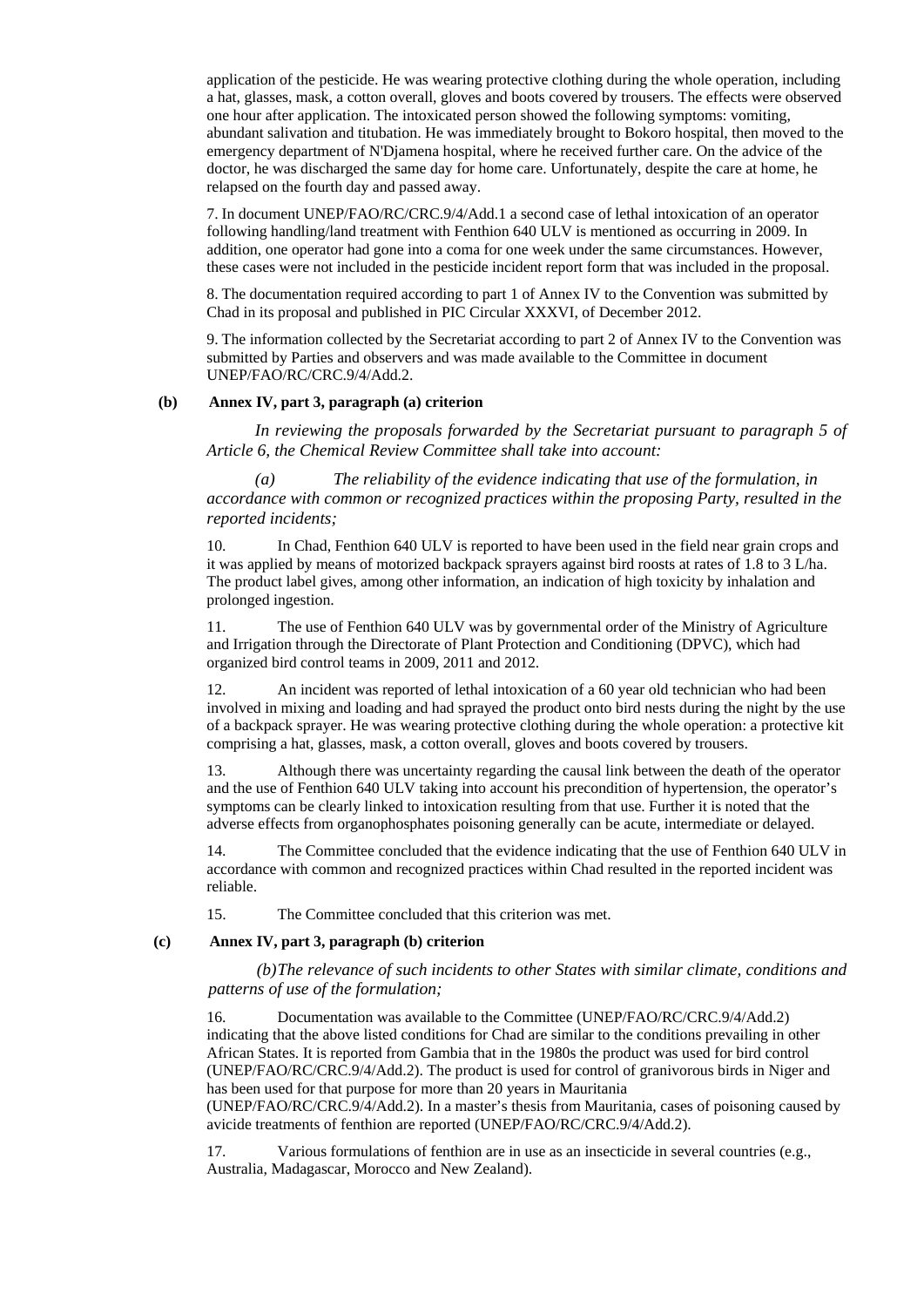application of the pesticide. He was wearing protective clothing during the whole operation, including a hat, glasses, mask, a cotton overall, gloves and boots covered by trousers. The effects were observed one hour after application. The intoxicated person showed the following symptoms: vomiting, abundant salivation and titubation. He was immediately brought to Bokoro hospital, then moved to the emergency department of N'Djamena hospital, where he received further care. On the advice of the doctor, he was discharged the same day for home care. Unfortunately, despite the care at home, he relapsed on the fourth day and passed away.

7. In document UNEP/FAO/RC/CRC.9/4/Add.1 a second case of lethal intoxication of an operator following handling/land treatment with Fenthion 640 ULV is mentioned as occurring in 2009. In addition, one operator had gone into a coma for one week under the same circumstances. However, these cases were not included in the pesticide incident report form that was included in the proposal.

8. The documentation required according to part 1 of Annex IV to the Convention was submitted by Chad in its proposal and published in PIC Circular XXXVI, of December 2012.

9. The information collected by the Secretariat according to part 2 of Annex IV to the Convention was submitted by Parties and observers and was made available to the Committee in document UNEP/FAO/RC/CRC.9/4/Add.2.

**(b) Annex IV, part 3, paragraph (a) criterion**

*In reviewing the proposals forwarded by the Secretariat pursuant to paragraph 5 of Article 6, the Chemical Review Committee shall take into account:*

*(a) The reliability of the evidence indicating that use of the formulation, in accordance with common or recognized practices within the proposing Party, resulted in the reported incidents;*

10. In Chad, Fenthion 640 ULV is reported to have been used in the field near grain crops and it was applied by means of motorized backpack sprayers against bird roosts at rates of 1.8 to 3 L/ha. The product label gives, among other information, an indication of high toxicity by inhalation and prolonged ingestion.

11. The use of Fenthion 640 ULV was by governmental order of the Ministry of Agriculture and Irrigation through the Directorate of Plant Protection and Conditioning (DPVC), which had organized bird control teams in 2009, 2011 and 2012.

12. An incident was reported of lethal intoxication of a 60 year old technician who had been involved in mixing and loading and had sprayed the product onto bird nests during the night by the use of a backpack sprayer. He was wearing protective clothing during the whole operation: a protective kit comprising a hat, glasses, mask, a cotton overall, gloves and boots covered by trousers.

13. Although there was uncertainty regarding the causal link between the death of the operator and the use of Fenthion 640 ULV taking into account his precondition of hypertension, the operator's symptoms can be clearly linked to intoxication resulting from that use. Further it is noted that the adverse effects from organophosphates poisoning generally can be acute, intermediate or delayed.

14. The Committee concluded that the evidence indicating that the use of Fenthion 640 ULV in accordance with common and recognized practices within Chad resulted in the reported incident was reliable.

15. The Committee concluded that this criterion was met.

**(c) Annex IV, part 3, paragraph (b) criterion**

*(b) The relevance of such incidents to other States with similar climate, conditions and patterns of use of the formulation;*

16. Documentation was available to the Committee (UNEP/FAO/RC/CRC.9/4/Add.2) indicating that the above listed conditions for Chad are similar to the conditions prevailing in other African States. It is reported from Gambia that in the 1980s the product was used for bird control (UNEP/FAO/RC/CRC.9/4/Add.2). The product is used for control of granivorous birds in Niger and has been used for that purpose for more than 20 years in Mauritania (UNEP/FAO/RC/CRC.9/4/Add.2). In a master's thesis from Mauritania, cases of poisoning caused by avicide treatments of fenthion are reported (UNEP/FAO/RC/CRC.9/4/Add.2).

17. Various formulations of fenthion are in use as an insecticide in several countries (e.g., Australia, Madagascar, Morocco and New Zealand).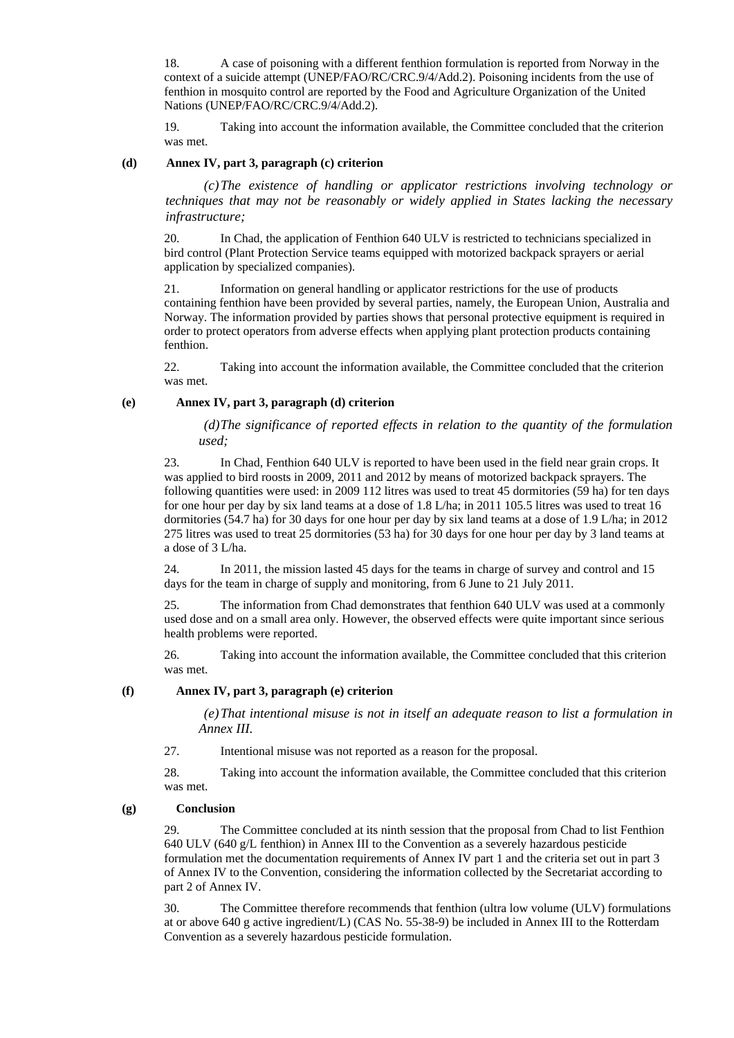18. A case of poisoning with a different fenthion formulation is reported from Norway in the context of a suicide attempt (UNEP/FAO/RC/CRC.9/4/Add.2). Poisoning incidents from the use of fenthion in mosquito control are reported by the Food and Agriculture Organization of the United Nations (UNEP/FAO/RC/CRC.9/4/Add.2).

19. Taking into account the information available, the Committee concluded that the criterion was met.

### (d) Annex IV, part 3, paragraph (c) criterion

*(c) The existence of handling or applicator restrictions involving technology or techniques that may not be reasonably or widely applied in States lacking the necessary infrastructure;*

20. In Chad, the application of Fenthion 640 ULV is restricted to technicians specialized in bird control (Plant Protection Service teams equipped with motorized backpack sprayers or aerial application by specialized companies).

21. Information on general handling or applicator restrictions for the use of products containing fenthion have been provided by several parties, namely, the European Union, Australia and Norway. The information provided by parties shows that personal protective equipment is required in order to protect operators from adverse effects when applying plant protection products containing fenthion.

22. Taking into account the information available, the Committee concluded that the criterion was met.

### (e) Annex IV, part 3, paragraph (d) criterion

*(d) The significance of reported effects in relation to the quantity of the formulation used;*

23. In Chad, Fenthion 640 ULV is reported to have been used in the field near grain crops. It was applied to bird roosts in 2009, 2011 and 2012 by means of motorized backpack sprayers. The following quantities were used: in 2009 112 litres was used to treat 45 dormitories (59 ha) for ten days for one hour per day by six land teams at a dose of 1.8 L/ha; in 2011 105.5 litres was used to treat 16 dormitories (54.7 ha) for 30 days for one hour per day by six land teams at a dose of 1.9 L/ha; in 2012 275 litres was used to treat 25 dormitories (53 ha) for 30 days for one hour per day by 3 land teams at a dose of 3 L/ha.

24. In 2011, the mission lasted 45 days for the teams in charge of survey and control and 15 days for the team in charge of supply and monitoring, from 6 June to 21 July 2011.

25. The information from Chad demonstrates that fenthion 640 ULV was used at a commonly used dose and on a small area only. However, the observed effects were quite important since serious health problems were reported.

26. Taking into account the information available, the Committee concluded that this criterion was met.

### (f) Annex IV, part 3, paragraph (e) criterion

*(e) That intentional misuse is not in itself an adequate reason to list a formulation in Annex III.*

27. Intentional misuse was not reported as a reason for the proposal.

28. Taking into account the information available, the Committee concluded that this criterion was met.

### (g) Conclusion

29. The Committee concluded at its ninth session that the proposal from Chad to list Fenthion 640 ULV (640 g/L fenthion) in Annex III to the Convention as a severely hazardous pesticide formulation met the documentation requirements of Annex IV part 1 and the criteria set out in part 3 of Annex IV to the Convention, considering the information collected by the Secretariat according to part 2 of Annex IV.

30. The Committee therefore recommends that fenthion (ultra low volume (ULV) formulations at or above 640 g active ingredient/L) (CAS No. 55-38-9) be included in Annex III to the Rotterdam Convention as a severely hazardous pesticide formulation.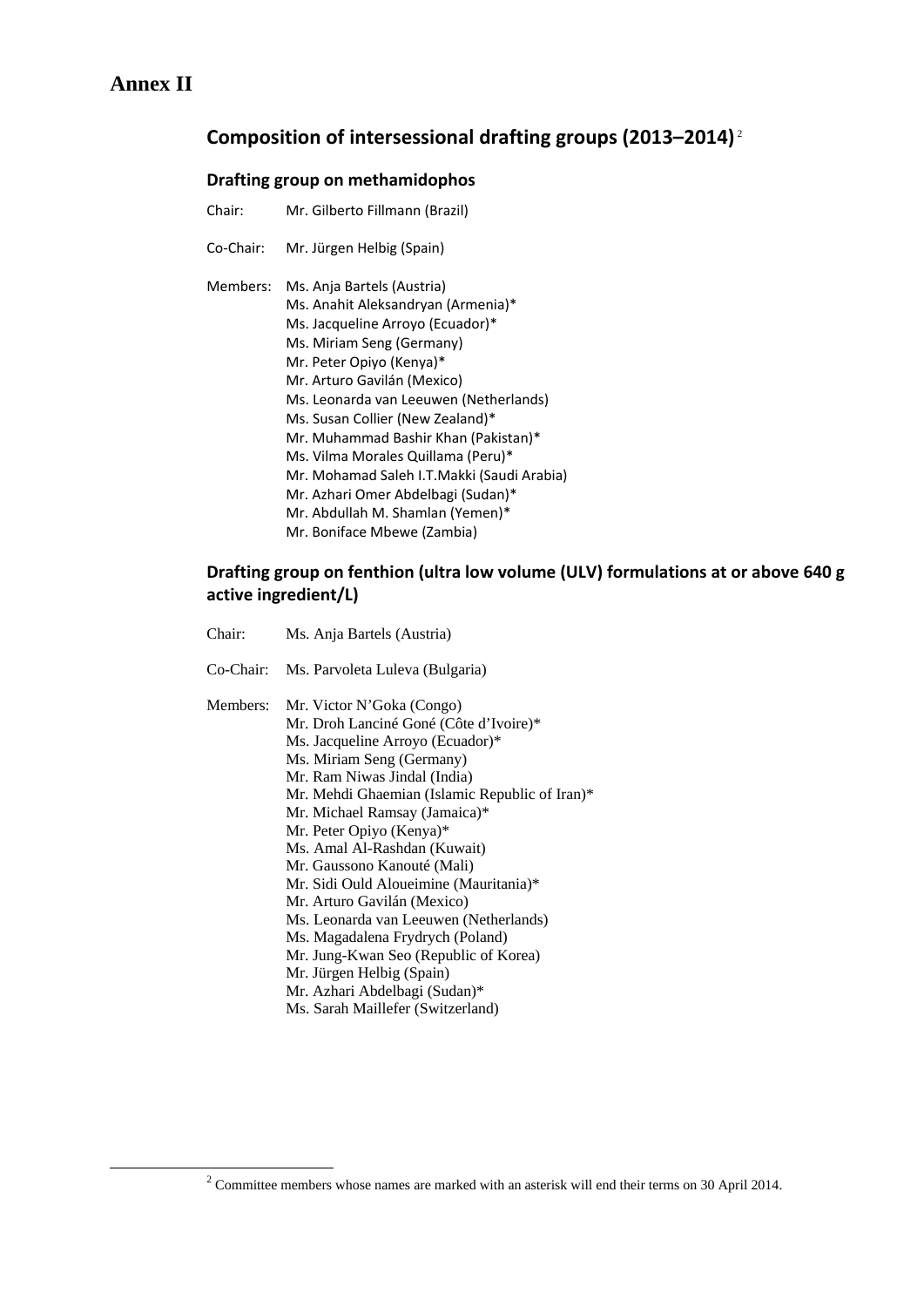# Annex II

## Composition of intersessional drafting groups (2013–2014)[2]

### Drafting group on methamidophos

Chair: Mr. Gilberto Fillmann (Brazil)

Co-Chair: Mr. Jürgen Helbig (Spain)

Members:
- Ms. Anja Bartels (Austria)
- Ms. Anahit Aleksandryan (Armenia)*
- Ms. Jacqueline Arroyo (Ecuador)*
- Ms. Miriam Seng (Germany)
- Mr. Peter Opiyo (Kenya)*
- Mr. Arturo Gavilán (Mexico)
- Ms. Leonarda van Leeuwen (Netherlands)
- Ms. Susan Collier (New Zealand)*
- Mr. Muhammad Bashir Khan (Pakistan)*
- Ms. Vilma Morales Quillama (Peru)*
- Mr. Mohamad Saleh I.T.Makki (Saudi Arabia)
- Mr. Azhari Omer Abdelbagi (Sudan)*
- Mr. Abdullah M. Shamlan (Yemen)*
- Mr. Boniface Mbewe (Zambia)

### Drafting group on fenthion (ultra low volume (ULV) formulations at or above 640 g active ingredient/L)

Chair: Ms. Anja Bartels (Austria)

Co-Chair: Ms. Parvoleta Luleva (Bulgaria)

Members:
- Mr. Victor N'Goka (Congo)
- Mr. Droh Lanciné Goné (Côte d'Ivoire)*
- Ms. Jacqueline Arroyo (Ecuador)*
- Ms. Miriam Seng (Germany)
- Mr. Ram Niwas Jindal (India)
- Mr. Mehdi Ghaemian (Islamic Republic of Iran)*
- Mr. Michael Ramsay (Jamaica)*
- Mr. Peter Opiyo (Kenya)*
- Ms. Amal Al-Rashdan (Kuwait)
- Mr. Gaussono Kanouté (Mali)
- Mr. Sidi Ould Aloueimine (Mauritania)*
- Mr. Arturo Gavilán (Mexico)
- Ms. Leonarda van Leeuwen (Netherlands)
- Ms. Magadalena Frydrych (Poland)
- Mr. Jung-Kwan Seo (Republic of Korea)
- Mr. Jürgen Helbig (Spain)
- Mr. Azhari Abdelbagi (Sudan)*
- Ms. Sarah Maillefer (Switzerland)

---

[2] Committee members whose names are marked with an asterisk will end their terms on 30 April 2014.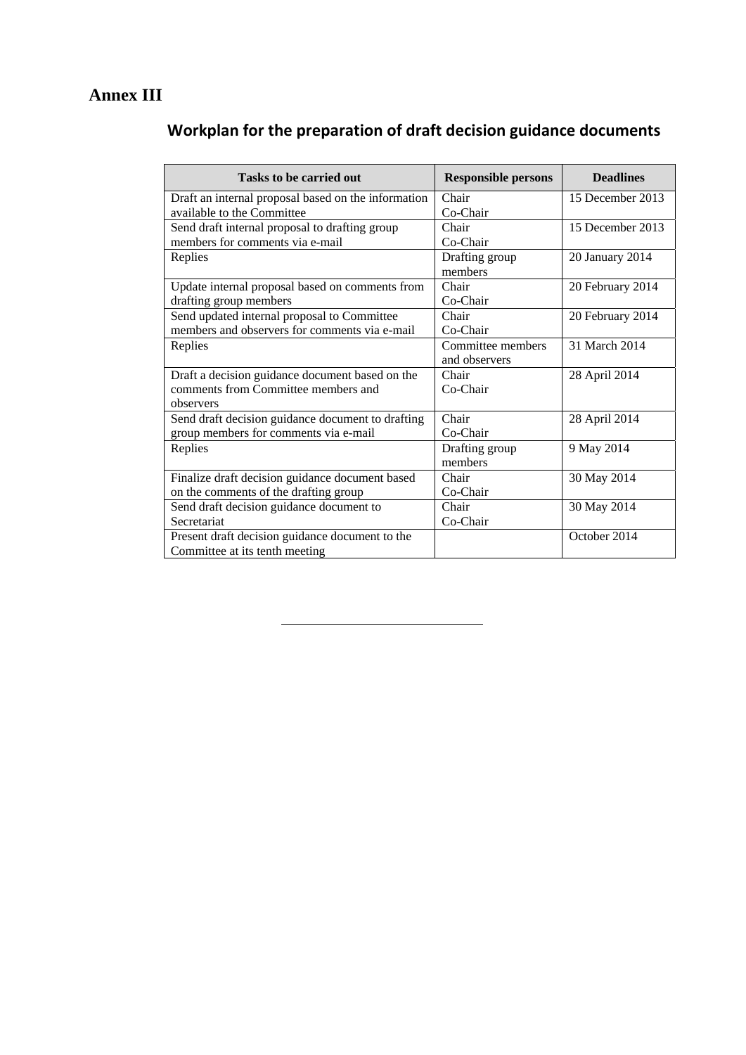# Annex III

## Workplan for the preparation of draft decision guidance documents

| Tasks to be carried out | Responsible persons | Deadlines |
|---|---|---|
| Draft an internal proposal based on the information available to the Committee | Chair<br>Co-Chair | 15 December 2013 |
| Send draft internal proposal to drafting group members for comments via e-mail | Chair<br>Co-Chair | 15 December 2013 |
| Replies | Drafting group members | 20 January 2014 |
| Update internal proposal based on comments from drafting group members | Chair<br>Co-Chair | 20 February 2014 |
| Send updated internal proposal to Committee members and observers for comments via e-mail | Chair<br>Co-Chair | 20 February 2014 |
| Replies | Committee members and observers | 31 March 2014 |
| Draft a decision guidance document based on the comments from Committee members and observers | Chair<br>Co-Chair | 28 April 2014 |
| Send draft decision guidance document to drafting group members for comments via e-mail | Chair<br>Co-Chair | 28 April 2014 |
| Replies | Drafting group members | 9 May 2014 |
| Finalize draft decision guidance document based on the comments of the drafting group | Chair<br>Co-Chair | 30 May 2014 |
| Send draft decision guidance document to Secretariat | Chair<br>Co-Chair | 30 May 2014 |
| Present draft decision guidance document to the Committee at its tenth meeting | | October 2014 |